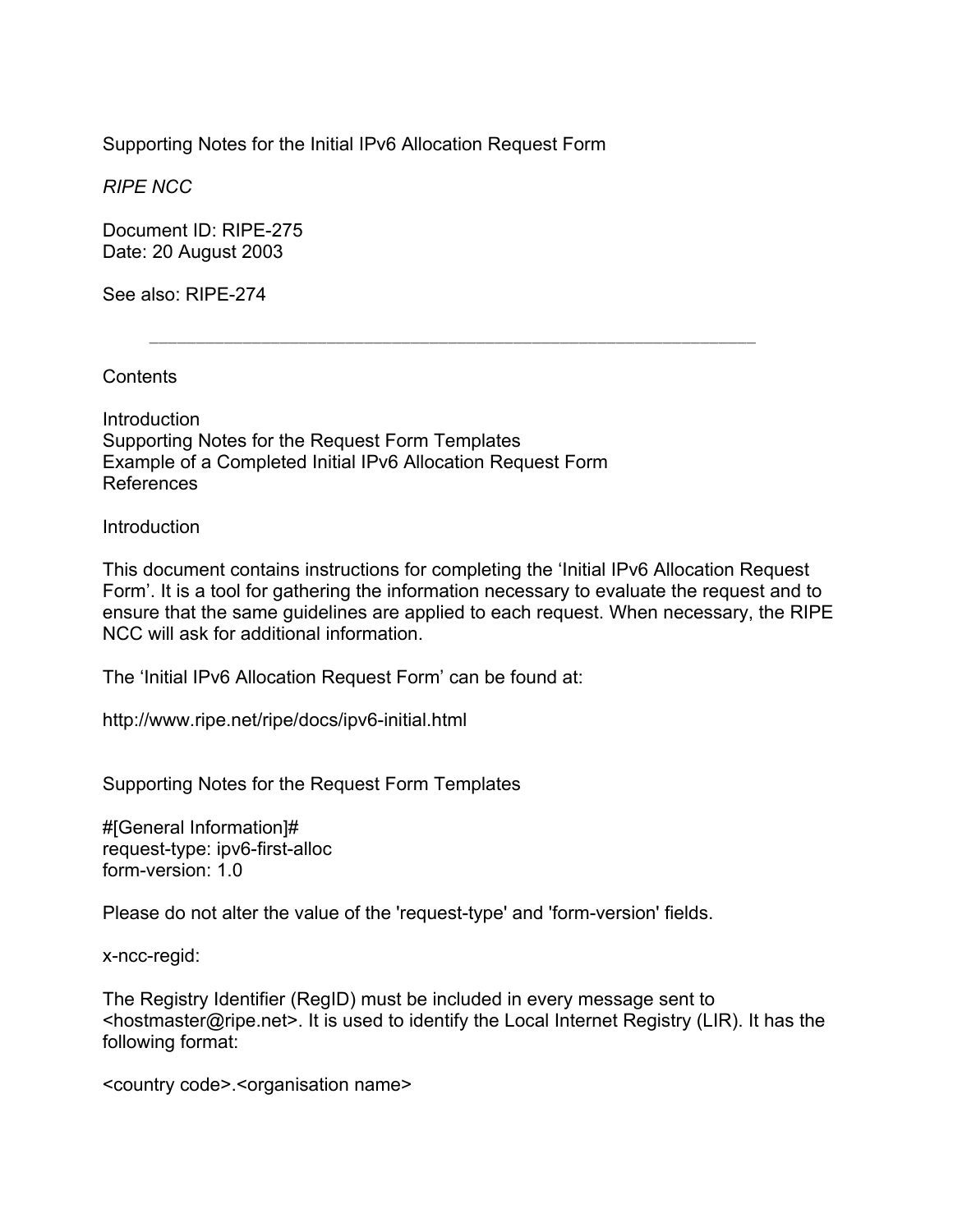# Supporting Notes for the Initial IPv6 Allocation Request Form

*RIPE NCC*

Document ID: RIPE-275
Date: 20 August 2003

See also: RIPE-274

---

## Contents

Introduction
Supporting Notes for the Request Form Templates
Example of a Completed Initial IPv6 Allocation Request Form
References

## Introduction

This document contains instructions for completing the 'Initial IPv6 Allocation Request Form'. It is a tool for gathering the information necessary to evaluate the request and to ensure that the same guidelines are applied to each request. When necessary, the RIPE NCC will ask for additional information.

The 'Initial IPv6 Allocation Request Form' can be found at:

http://www.ripe.net/ripe/docs/ipv6-initial.html

## Supporting Notes for the Request Form Templates

```
#[General Information]#
request-type: ipv6-first-alloc
form-version: 1.0
```

Please do not alter the value of the 'request-type' and 'form-version' fields.

x-ncc-regid:

The Registry Identifier (RegID) must be included in every message sent to <hostmaster@ripe.net>. It is used to identify the Local Internet Registry (LIR). It has the following format:

<country code>.<organisation name>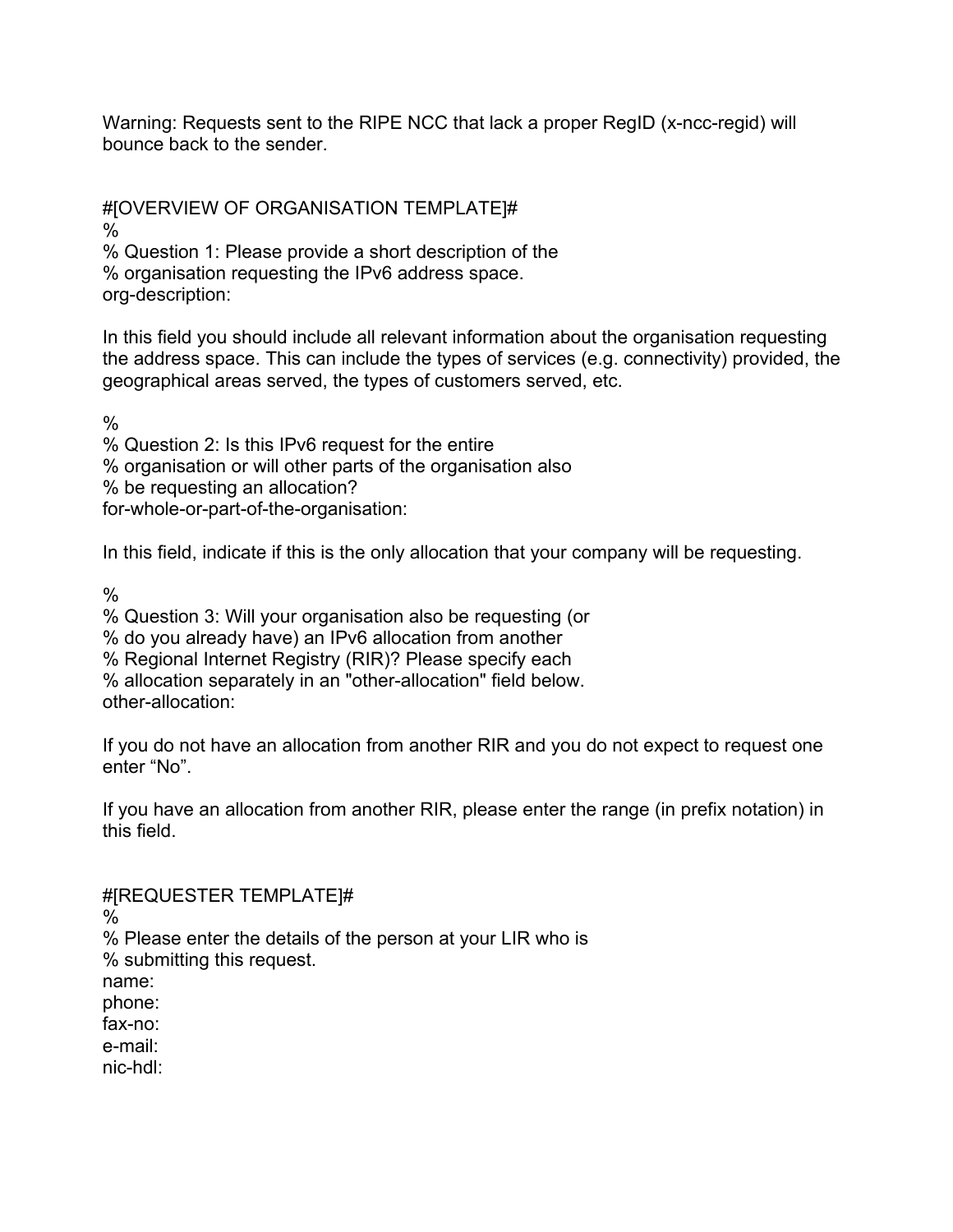Warning: Requests sent to the RIPE NCC that lack a proper RegID (x-ncc-regid) will bounce back to the sender.

#[OVERVIEW OF ORGANISATION TEMPLATE]#
%
% Question 1: Please provide a short description of the
% organisation requesting the IPv6 address space.
org-description:

In this field you should include all relevant information about the organisation requesting the address space. This can include the types of services (e.g. connectivity) provided, the geographical areas served, the types of customers served, etc.

%
% Question 2: Is this IPv6 request for the entire
% organisation or will other parts of the organisation also
% be requesting an allocation?
for-whole-or-part-of-the-organisation:

In this field, indicate if this is the only allocation that your company will be requesting.

%
% Question 3: Will your organisation also be requesting (or
% do you already have) an IPv6 allocation from another
% Regional Internet Registry (RIR)? Please specify each
% allocation separately in an "other-allocation" field below.
other-allocation:

If you do not have an allocation from another RIR and you do not expect to request one enter "No".

If you have an allocation from another RIR, please enter the range (in prefix notation) in this field.

#[REQUESTER TEMPLATE]#
%
% Please enter the details of the person at your LIR who is
% submitting this request.
name:
phone:
fax-no:
e-mail:
nic-hdl: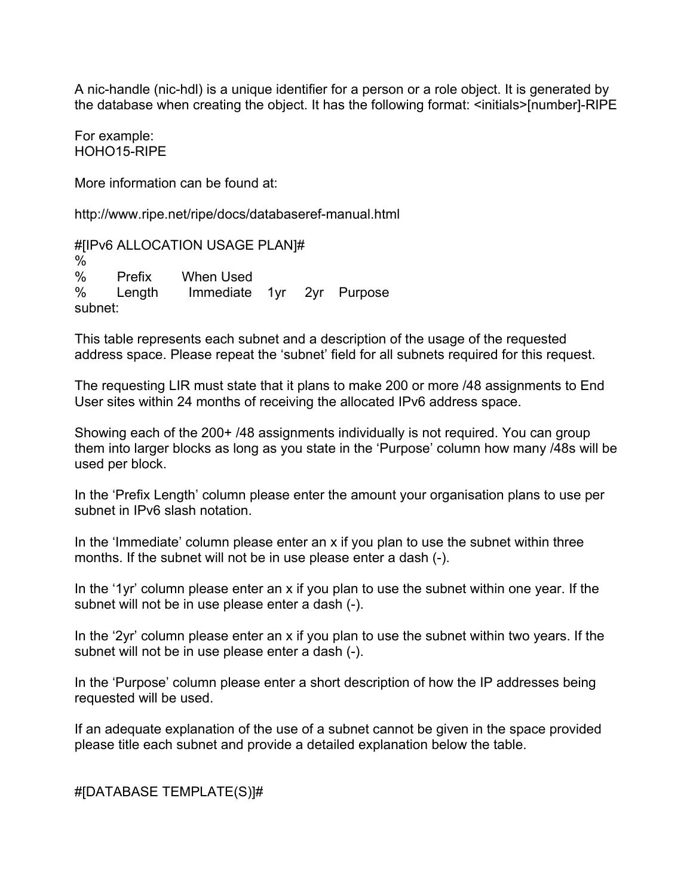A nic-handle (nic-hdl) is a unique identifier for a person or a role object. It is generated by the database when creating the object. It has the following format: <initials>[number]-RIPE

For example:
HOHO15-RIPE

More information can be found at:

http://www.ripe.net/ripe/docs/databaseref-manual.html

```
#[IPv6 ALLOCATION USAGE PLAN]#
%
%       Prefix       When Used
%       Length        Immediate    1yr     2yr    Purpose
subnet:
```

This table represents each subnet and a description of the usage of the requested address space. Please repeat the 'subnet' field for all subnets required for this request.

The requesting LIR must state that it plans to make 200 or more /48 assignments to End User sites within 24 months of receiving the allocated IPv6 address space.

Showing each of the 200+ /48 assignments individually is not required. You can group them into larger blocks as long as you state in the 'Purpose' column how many /48s will be used per block.

In the 'Prefix Length' column please enter the amount your organisation plans to use per subnet in IPv6 slash notation.

In the 'Immediate' column please enter an x if you plan to use the subnet within three months. If the subnet will not be in use please enter a dash (-).

In the '1yr' column please enter an x if you plan to use the subnet within one year. If the subnet will not be in use please enter a dash (-).

In the '2yr' column please enter an x if you plan to use the subnet within two years. If the subnet will not be in use please enter a dash (-).

In the 'Purpose' column please enter a short description of how the IP addresses being requested will be used.

If an adequate explanation of the use of a subnet cannot be given in the space provided please title each subnet and provide a detailed explanation below the table.

#[DATABASE TEMPLATE(S)]#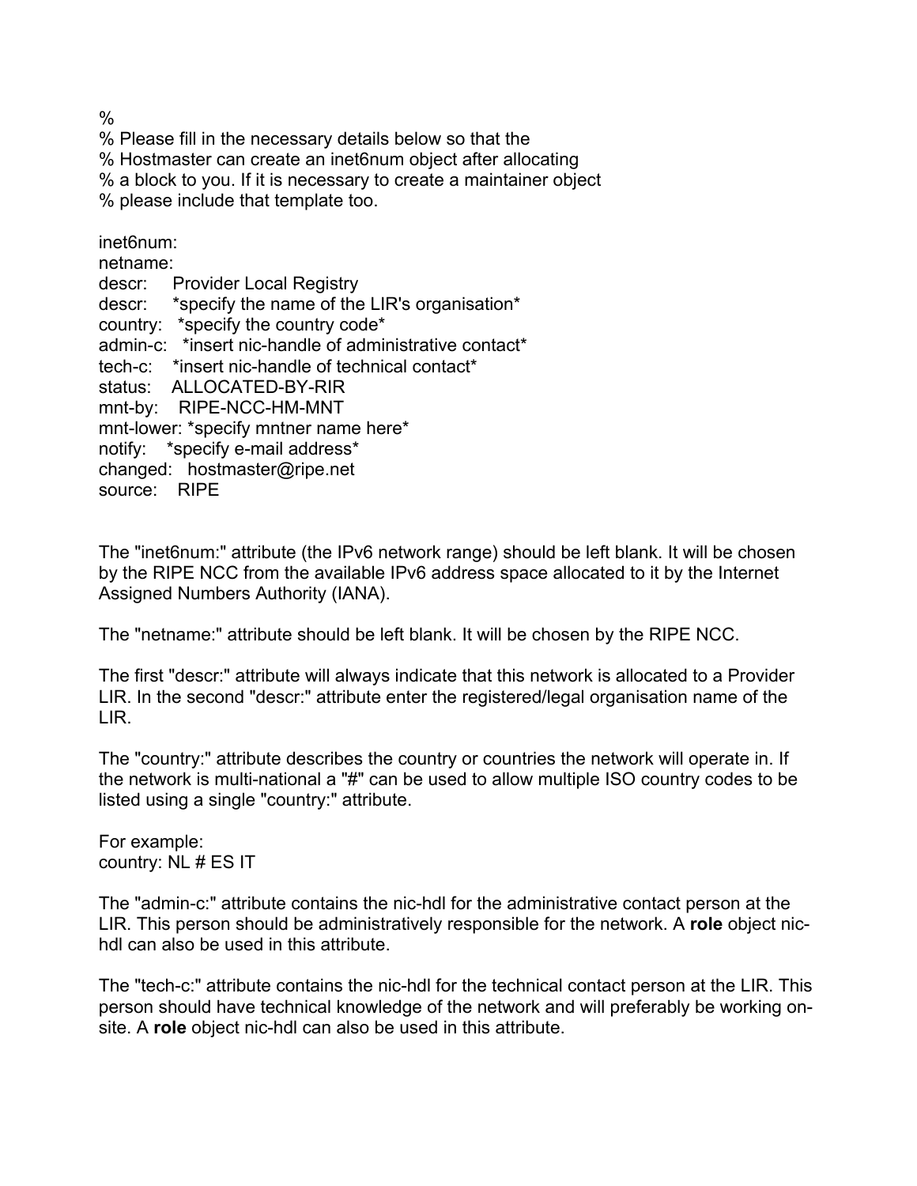```
%
% Please fill in the necessary details below so that the
% Hostmaster can create an inet6num object after allocating
% a block to you. If it is necessary to create a maintainer object
% please include that template too.

inet6num:
netname:
descr:     Provider Local Registry
descr:     *specify the name of the LIR's organisation*
country:   *specify the country code*
admin-c:   *insert nic-handle of administrative contact*
tech-c:    *insert nic-handle of technical contact*
status:    ALLOCATED-BY-RIR
mnt-by:    RIPE-NCC-HM-MNT
mnt-lower: *specify mntner name here*
notify:    *specify e-mail address*
changed:   hostmaster@ripe.net
source:    RIPE
```

The "inet6num:" attribute (the IPv6 network range) should be left blank. It will be chosen by the RIPE NCC from the available IPv6 address space allocated to it by the Internet Assigned Numbers Authority (IANA).

The "netname:" attribute should be left blank. It will be chosen by the RIPE NCC.

The first "descr:" attribute will always indicate that this network is allocated to a Provider LIR. In the second "descr:" attribute enter the registered/legal organisation name of the LIR.

The "country:" attribute describes the country or countries the network will operate in. If the network is multi-national a "#" can be used to allow multiple ISO country codes to be listed using a single "country:" attribute.

For example:
country: NL # ES IT

The "admin-c:" attribute contains the nic-hdl for the administrative contact person at the LIR. This person should be administratively responsible for the network. A **role** object nic-hdl can also be used in this attribute.

The "tech-c:" attribute contains the nic-hdl for the technical contact person at the LIR. This person should have technical knowledge of the network and will preferably be working on-site. A **role** object nic-hdl can also be used in this attribute.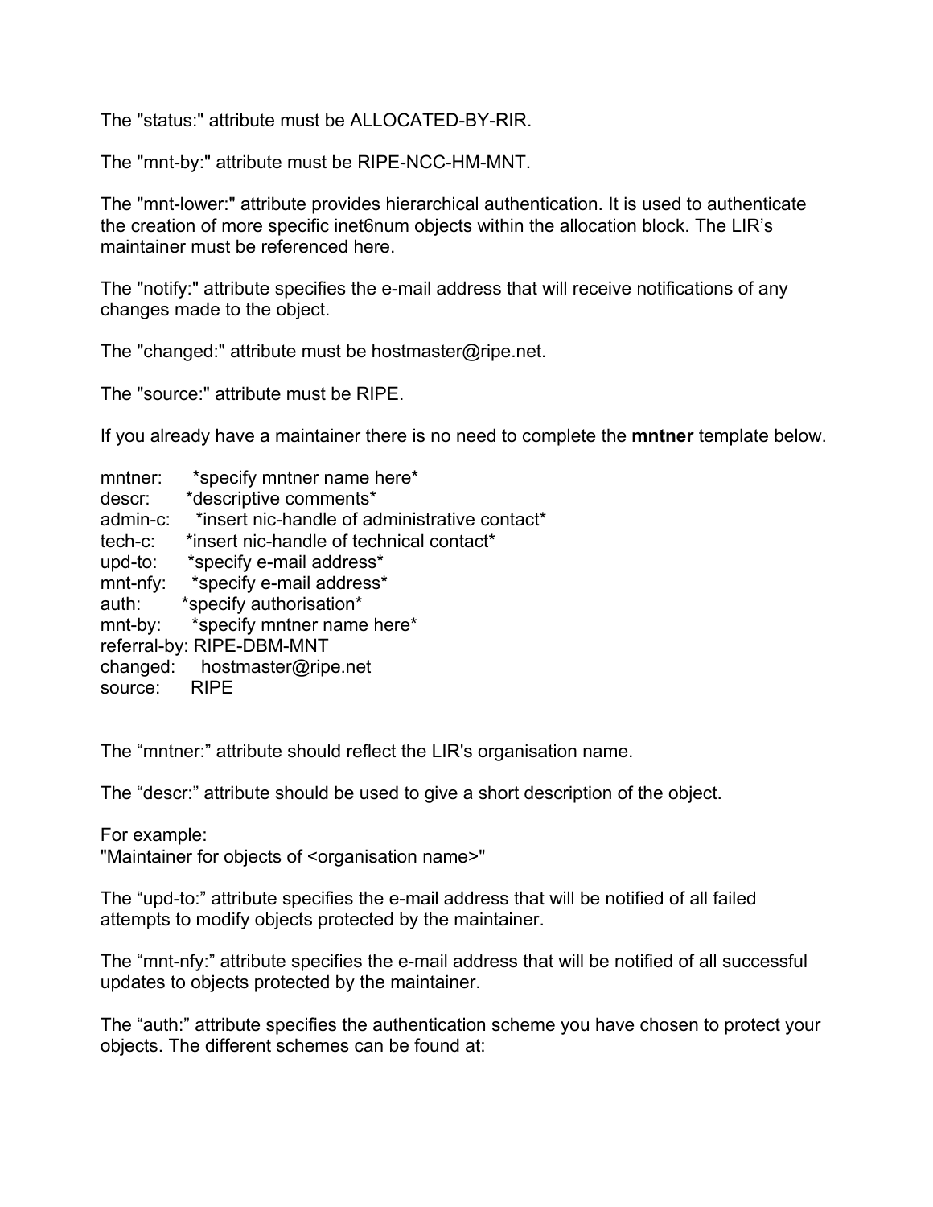The "status:" attribute must be ALLOCATED-BY-RIR.

The "mnt-by:" attribute must be RIPE-NCC-HM-MNT.

The "mnt-lower:" attribute provides hierarchical authentication. It is used to authenticate the creation of more specific inet6num objects within the allocation block. The LIR's maintainer must be referenced here.

The "notify:" attribute specifies the e-mail address that will receive notifications of any changes made to the object.

The "changed:" attribute must be hostmaster@ripe.net.

The "source:" attribute must be RIPE.

If you already have a maintainer there is no need to complete the **mntner** template below.

```
mntner:      *specify mntner name here*
descr:       *descriptive comments*
admin-c:     *insert nic-handle of administrative contact*
tech-c:      *insert nic-handle of technical contact*
upd-to:      *specify e-mail address*
mnt-nfy:     *specify e-mail address*
auth:        *specify authorisation*
mnt-by:      *specify mntner name here*
referral-by: RIPE-DBM-MNT
changed:     hostmaster@ripe.net
source:      RIPE
```

The "mntner:" attribute should reflect the LIR's organisation name.

The "descr:" attribute should be used to give a short description of the object.

For example:
"Maintainer for objects of <organisation name>"

The "upd-to:" attribute specifies the e-mail address that will be notified of all failed attempts to modify objects protected by the maintainer.

The "mnt-nfy:" attribute specifies the e-mail address that will be notified of all successful updates to objects protected by the maintainer.

The "auth:" attribute specifies the authentication scheme you have chosen to protect your objects. The different schemes can be found at: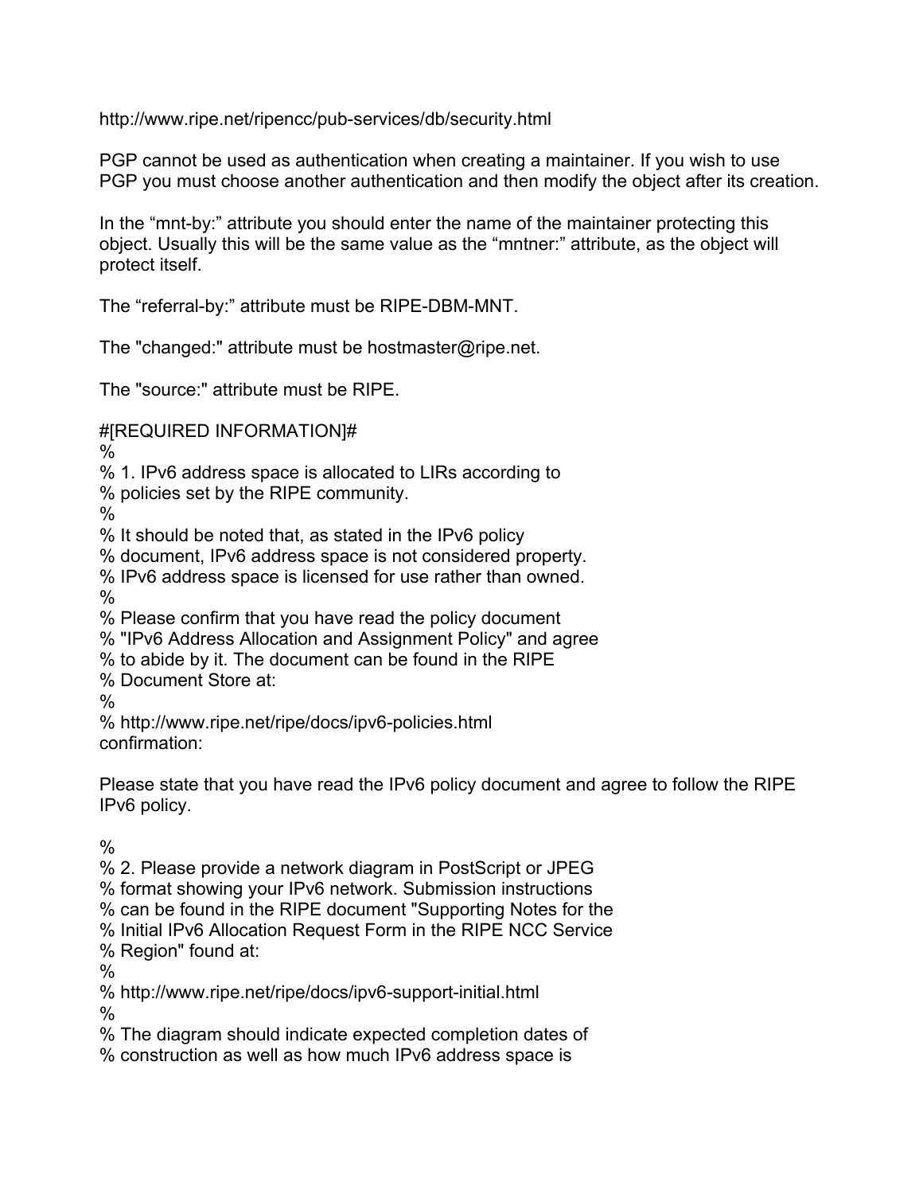http://www.ripe.net/ripencc/pub-services/db/security.html

PGP cannot be used as authentication when creating a maintainer. If you wish to use PGP you must choose another authentication and then modify the object after its creation.

In the “mnt-by:” attribute you should enter the name of the maintainer protecting this object. Usually this will be the same value as the “mntner:” attribute, as the object will protect itself.

The “referral-by:” attribute must be RIPE-DBM-MNT.

The "changed:" attribute must be hostmaster@ripe.net.

The "source:" attribute must be RIPE.

```
#[REQUIRED INFORMATION]#
%
% 1. IPv6 address space is allocated to LIRs according to
% policies set by the RIPE community.
%
% It should be noted that, as stated in the IPv6 policy
% document, IPv6 address space is not considered property.
% IPv6 address space is licensed for use rather than owned.
%
% Please confirm that you have read the policy document
% "IPv6 Address Allocation and Assignment Policy" and agree
% to abide by it. The document can be found in the RIPE
% Document Store at:
%
% http://www.ripe.net/ripe/docs/ipv6-policies.html
confirmation:
```

Please state that you have read the IPv6 policy document and agree to follow the RIPE IPv6 policy.

```
%
% 2. Please provide a network diagram in PostScript or JPEG
% format showing your IPv6 network. Submission instructions
% can be found in the RIPE document "Supporting Notes for the
% Initial IPv6 Allocation Request Form in the RIPE NCC Service
% Region" found at:
%
% http://www.ripe.net/ripe/docs/ipv6-support-initial.html
%
% The diagram should indicate expected completion dates of
% construction as well as how much IPv6 address space is
```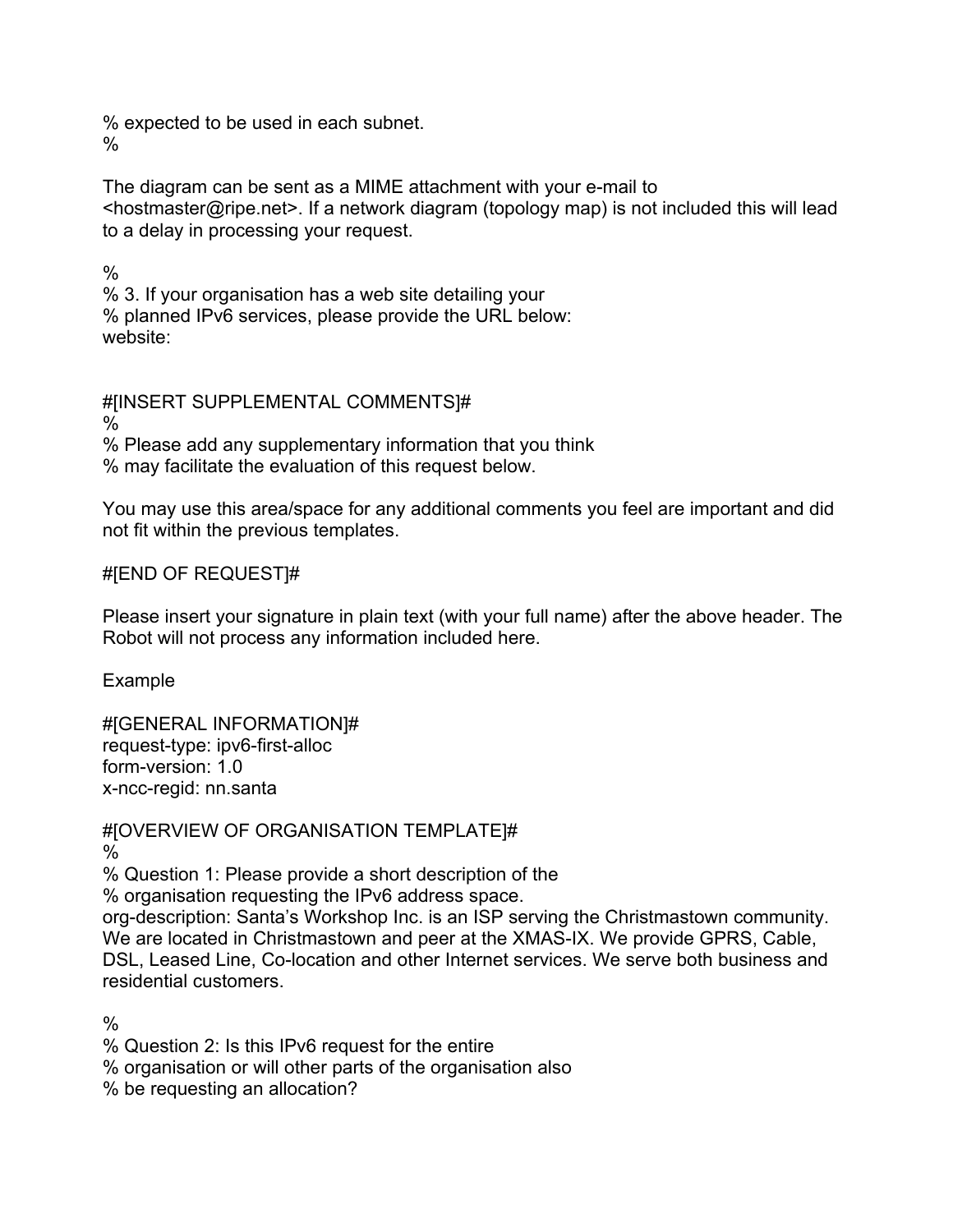% expected to be used in each subnet.
%

The diagram can be sent as a MIME attachment with your e-mail to <hostmaster@ripe.net>. If a network diagram (topology map) is not included this will lead to a delay in processing your request.

%
% 3. If your organisation has a web site detailing your
% planned IPv6 services, please provide the URL below:
website:

#[INSERT SUPPLEMENTAL COMMENTS]#
%
% Please add any supplementary information that you think
% may facilitate the evaluation of this request below.

You may use this area/space for any additional comments you feel are important and did not fit within the previous templates.

#[END OF REQUEST]#

Please insert your signature in plain text (with your full name) after the above header. The Robot will not process any information included here.

Example

#[GENERAL INFORMATION]#
request-type: ipv6-first-alloc
form-version: 1.0
x-ncc-regid: nn.santa

#[OVERVIEW OF ORGANISATION TEMPLATE]#
%
% Question 1: Please provide a short description of the
% organisation requesting the IPv6 address space.
org-description: Santa's Workshop Inc. is an ISP serving the Christmastown community. We are located in Christmastown and peer at the XMAS-IX. We provide GPRS, Cable, DSL, Leased Line, Co-location and other Internet services. We serve both business and residential customers.

%
% Question 2: Is this IPv6 request for the entire
% organisation or will other parts of the organisation also
% be requesting an allocation?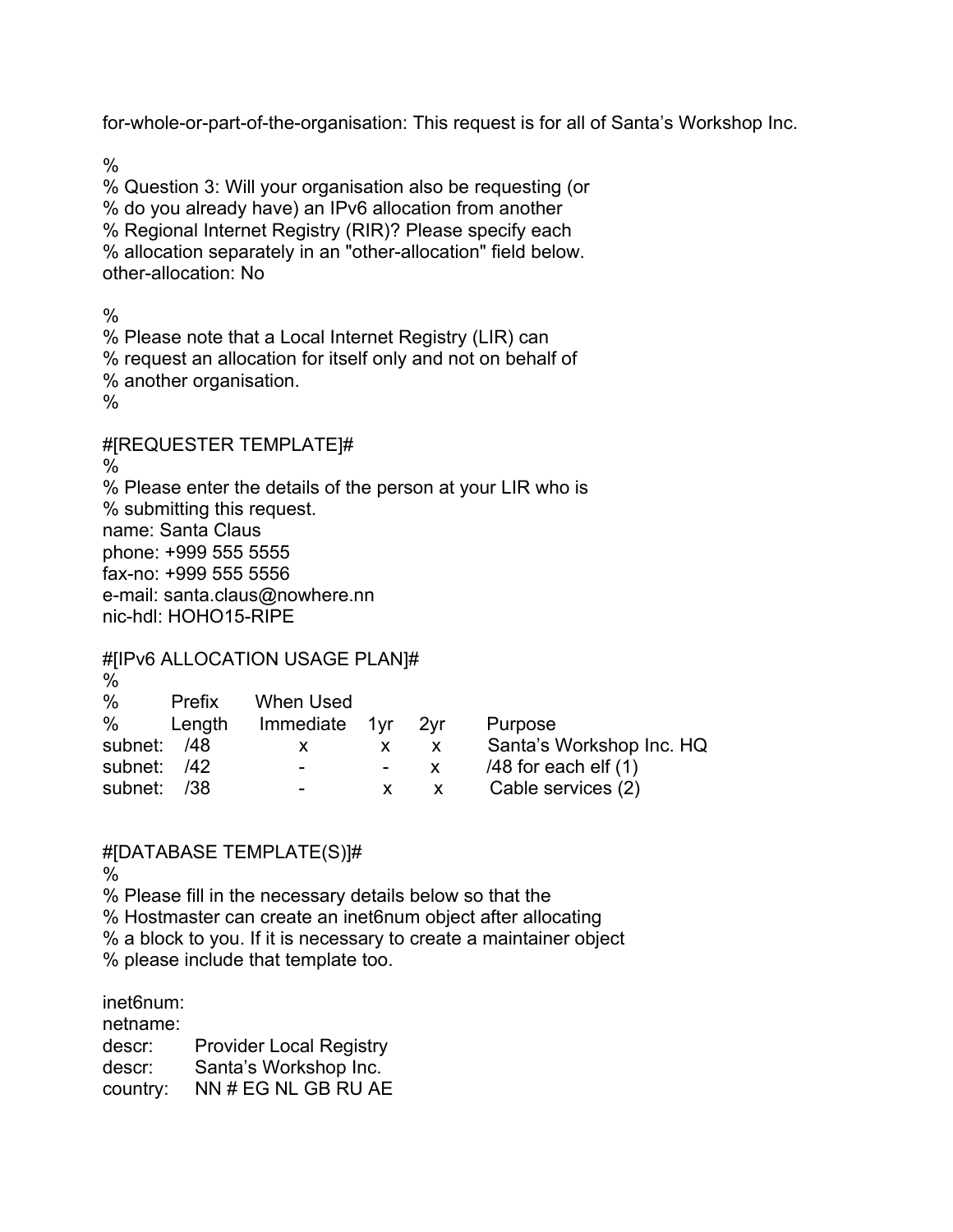for-whole-or-part-of-the-organisation: This request is for all of Santa's Workshop Inc.

```
%
% Question 3: Will your organisation also be requesting (or
% do you already have) an IPv6 allocation from another
% Regional Internet Registry (RIR)? Please specify each
% allocation separately in an "other-allocation" field below.
other-allocation: No

%
% Please note that a Local Internet Registry (LIR) can
% request an allocation for itself only and not on behalf of
% another organisation.
%

#[REQUESTER TEMPLATE]#
%
% Please enter the details of the person at your LIR who is
% submitting this request.
name: Santa Claus
phone: +999 555 5555
fax-no: +999 555 5556
e-mail: santa.claus@nowhere.nn
nic-hdl: HOHO15-RIPE

#[IPv6 ALLOCATION USAGE PLAN]#
%
%        Prefix     When Used
%        Length     Immediate   1yr   2yr     Purpose
subnet:   /48          x         x     x      Santa's Workshop Inc. HQ
subnet:   /42          -         -     x      /48 for each elf (1)
subnet:   /38          -         x     x      Cable services (2)


#[DATABASE TEMPLATE(S)]#
%
% Please fill in the necessary details below so that the
% Hostmaster can create an inet6num object after allocating
% a block to you. If it is necessary to create a maintainer object
% please include that template too.

inet6num:
netname:
descr:     Provider Local Registry
descr:     Santa's Workshop Inc.
country:   NN # EG NL GB RU AE
```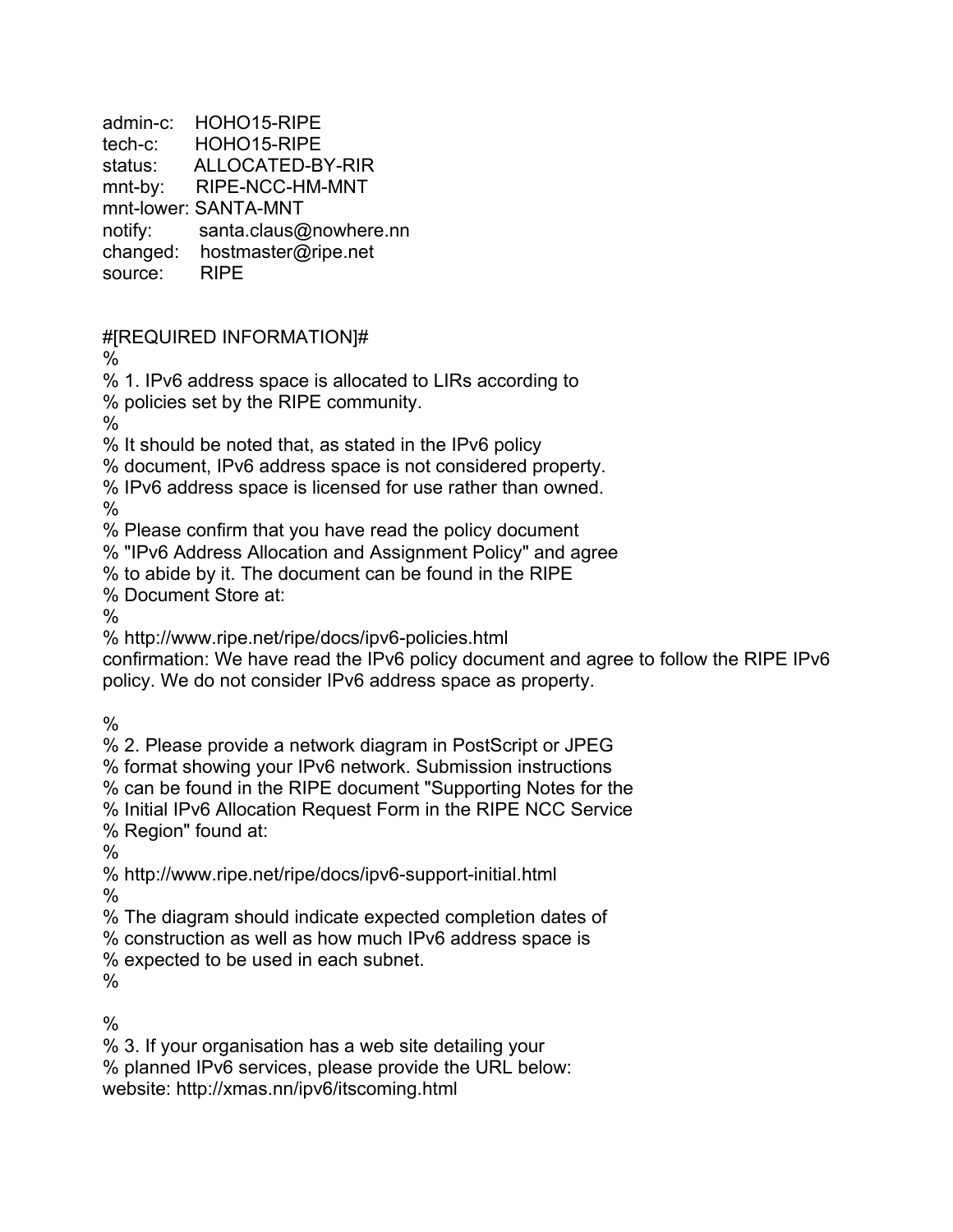admin-c:    HOHO15-RIPE
tech-c:       HOHO15-RIPE
status:       ALLOCATED-BY-RIR
mnt-by:      RIPE-NCC-HM-MNT
mnt-lower: SANTA-MNT
notify:        santa.claus@nowhere.nn
changed:    hostmaster@ripe.net
source:       RIPE

#[REQUIRED INFORMATION]#
%
% 1. IPv6 address space is allocated to LIRs according to
% policies set by the RIPE community.
%
% It should be noted that, as stated in the IPv6 policy
% document, IPv6 address space is not considered property.
% IPv6 address space is licensed for use rather than owned.
%
% Please confirm that you have read the policy document
% "IPv6 Address Allocation and Assignment Policy" and agree
% to abide by it. The document can be found in the RIPE
% Document Store at:
%
% http://www.ripe.net/ripe/docs/ipv6-policies.html
confirmation: We have read the IPv6 policy document and agree to follow the RIPE IPv6 policy. We do not consider IPv6 address space as property.

%
% 2. Please provide a network diagram in PostScript or JPEG
% format showing your IPv6 network. Submission instructions
% can be found in the RIPE document "Supporting Notes for the
% Initial IPv6 Allocation Request Form in the RIPE NCC Service
% Region" found at:
%
% http://www.ripe.net/ripe/docs/ipv6-support-initial.html
%
% The diagram should indicate expected completion dates of
% construction as well as how much IPv6 address space is
% expected to be used in each subnet.
%

%
% 3. If your organisation has a web site detailing your
% planned IPv6 services, please provide the URL below:
website: http://xmas.nn/ipv6/itscoming.html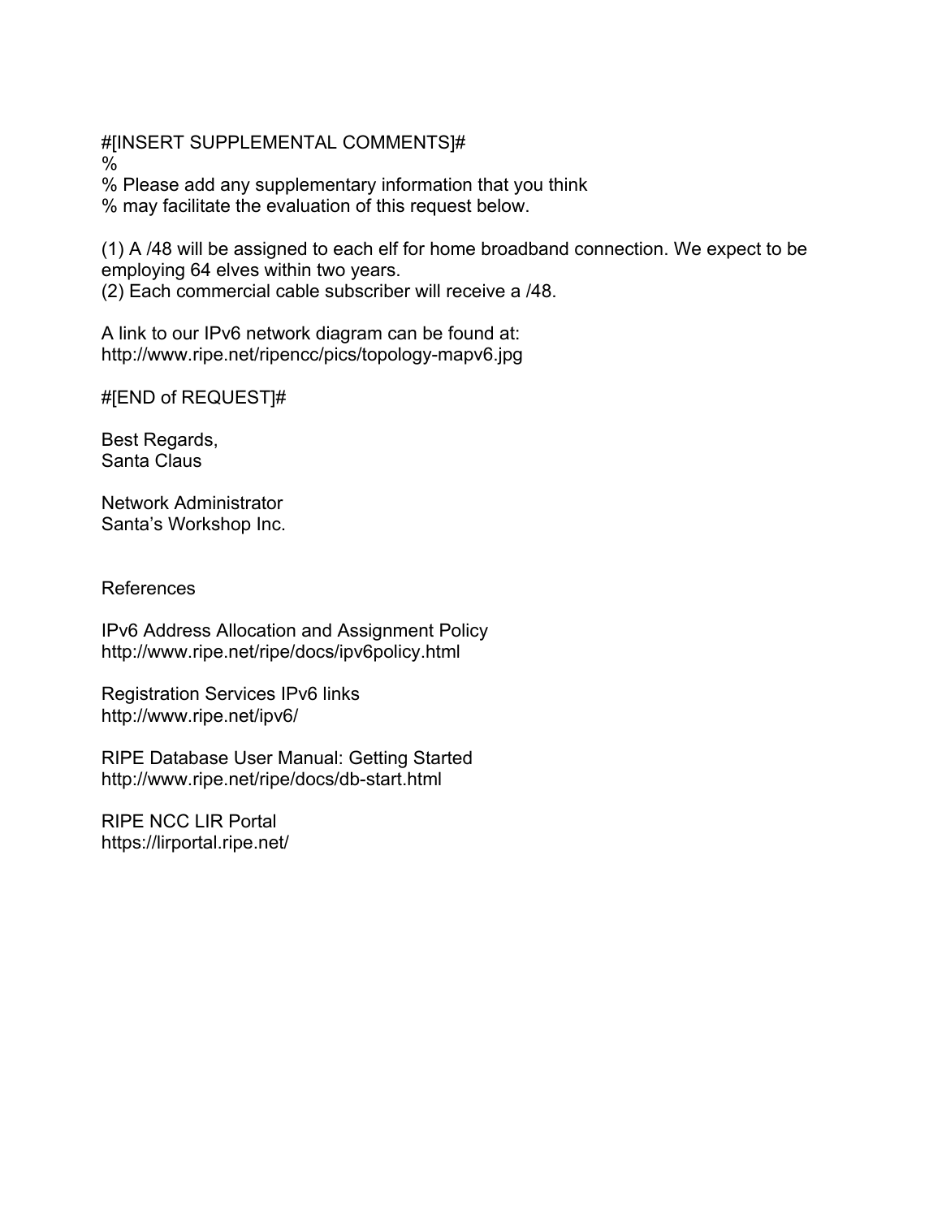#[INSERT SUPPLEMENTAL COMMENTS]#
%
% Please add any supplementary information that you think
% may facilitate the evaluation of this request below.

(1) A /48 will be assigned to each elf for home broadband connection. We expect to be employing 64 elves within two years.
(2) Each commercial cable subscriber will receive a /48.

A link to our IPv6 network diagram can be found at:
http://www.ripe.net/ripencc/pics/topology-mapv6.jpg

#[END of REQUEST]#

Best Regards,
Santa Claus

Network Administrator
Santa's Workshop Inc.

References

IPv6 Address Allocation and Assignment Policy
http://www.ripe.net/ripe/docs/ipv6policy.html

Registration Services IPv6 links
http://www.ripe.net/ipv6/

RIPE Database User Manual: Getting Started
http://www.ripe.net/ripe/docs/db-start.html

RIPE NCC LIR Portal
https://lirportal.ripe.net/